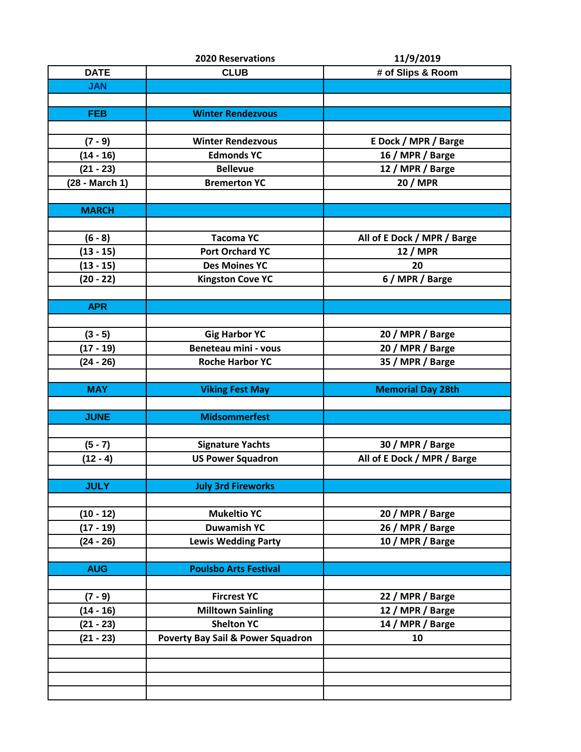| | 2020 Reservations | 11/9/2019 |
|---|---|---|
| **DATE** | **CLUB** | **# of Slips & Room** |
| **JAN** | | |
| | | |
| **FEB** | **Winter Rendezvous** | |
| | | |
| (7 - 9) | Winter Rendezvous | E Dock / MPR / Barge |
| (14 - 16) | Edmonds YC | 16 / MPR / Barge |
| (21 - 23) | Bellevue | 12 / MPR / Barge |
| (28 - March 1) | Bremerton YC | 20 / MPR |
| | | |
| **MARCH** | | |
| | | |
| (6 - 8) | Tacoma YC | All of E Dock / MPR / Barge |
| (13 - 15) | Port Orchard YC | 12 / MPR |
| (13 - 15) | Des Moines YC | 20 |
| (20 - 22) | Kingston Cove YC | 6 / MPR / Barge |
| | | |
| **APR** | | |
| | | |
| (3 - 5) | Gig Harbor YC | 20 / MPR / Barge |
| (17 - 19) | Beneteau mini - vous | 20 / MPR / Barge |
| (24 - 26) | Roche Harbor YC | 35 / MPR / Barge |
| | | |
| **MAY** | **Viking Fest May** | **Memorial Day 28th** |
| | | |
| **JUNE** | **Midsommerfest** | |
| | | |
| (5 - 7) | Signature Yachts | 30 / MPR / Barge |
| (12 - 4) | US Power Squadron | All of E Dock / MPR / Barge |
| | | |
| **JULY** | **July 3rd Fireworks** | |
| | | |
| (10 - 12) | Mukeltio YC | 20 / MPR / Barge |
| (17 - 19) | Duwamish YC | 26 / MPR / Barge |
| (24 - 26) | Lewis Wedding Party | 10 / MPR / Barge |
| | | |
| **AUG** | **Poulsbo Arts Festival** | |
| | | |
| (7 - 9) | Fircrest YC | 22 / MPR / Barge |
| (14 - 16) | Milltown Sainling | 12 / MPR / Barge |
| (21 - 23) | Shelton YC | 14 / MPR / Barge |
| (21 - 23) | Poverty Bay Sail & Power Squadron | 10 |
| | | |
| | | |
| | | |
| | | |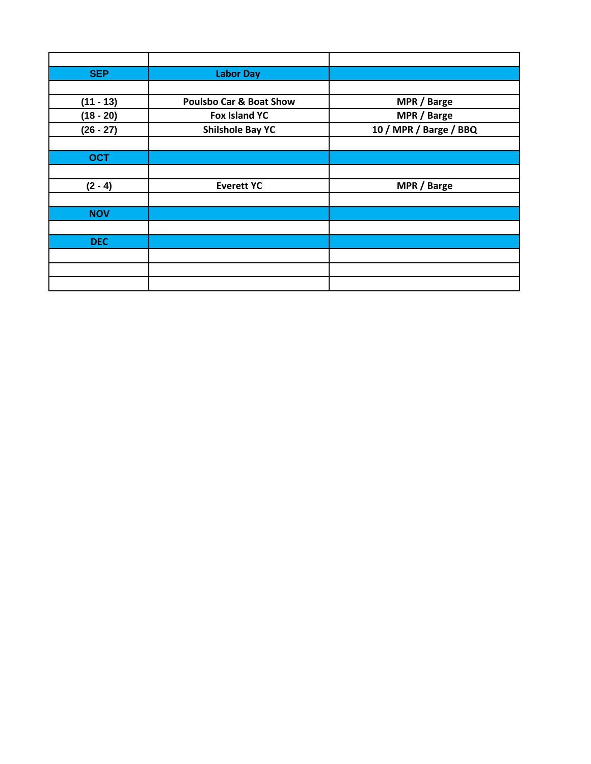| | | |
|---|---|---|
| **SEP** | **Labor Day** | |
| | | |
| **(11 - 13)** | **Poulsbo Car & Boat Show** | **MPR / Barge** |
| **(18 - 20)** | **Fox Island YC** | **MPR / Barge** |
| **(26 - 27)** | **Shilshole Bay YC** | **10 / MPR / Barge / BBQ** |
| | | |
| **OCT** | | |
| | | |
| **(2 - 4)** | **Everett YC** | **MPR / Barge** |
| | | |
| **NOV** | | |
| | | |
| **DEC** | | |
| | | |
| | | |
| | | |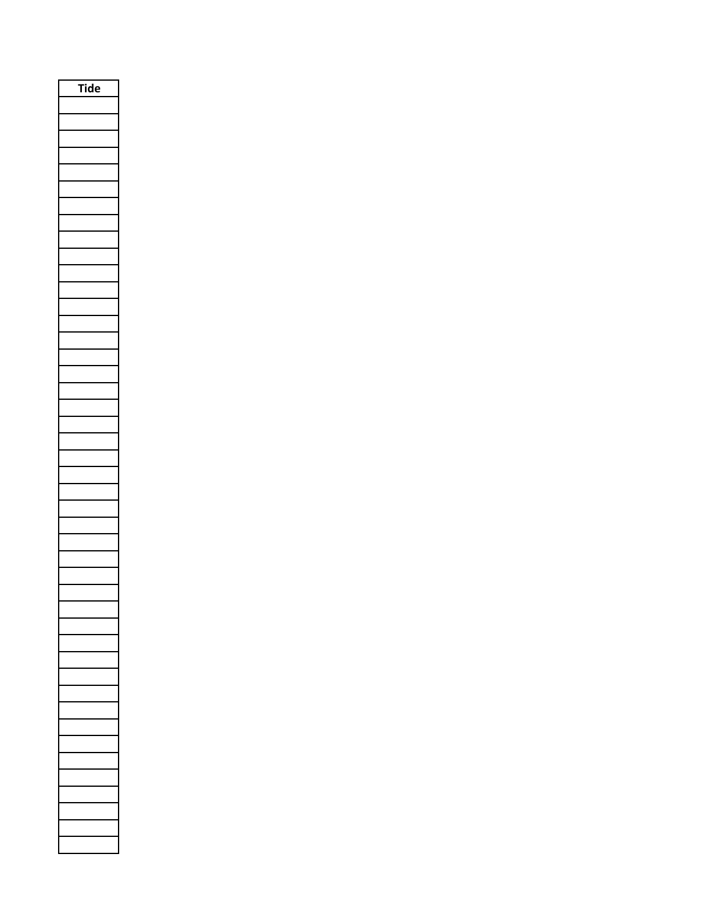| Tide |
| --- |
| |
| |
| |
| |
| |
| |
| |
| |
| |
| |
| |
| |
| |
| |
| |
| |
| |
| |
| |
| |
| |
| |
| |
| |
| |
| |
| |
| |
| |
| |
| |
| |
| |
| |
| |
| |
| |
| |
| |
| |
| |
| |
| |
| |
| |